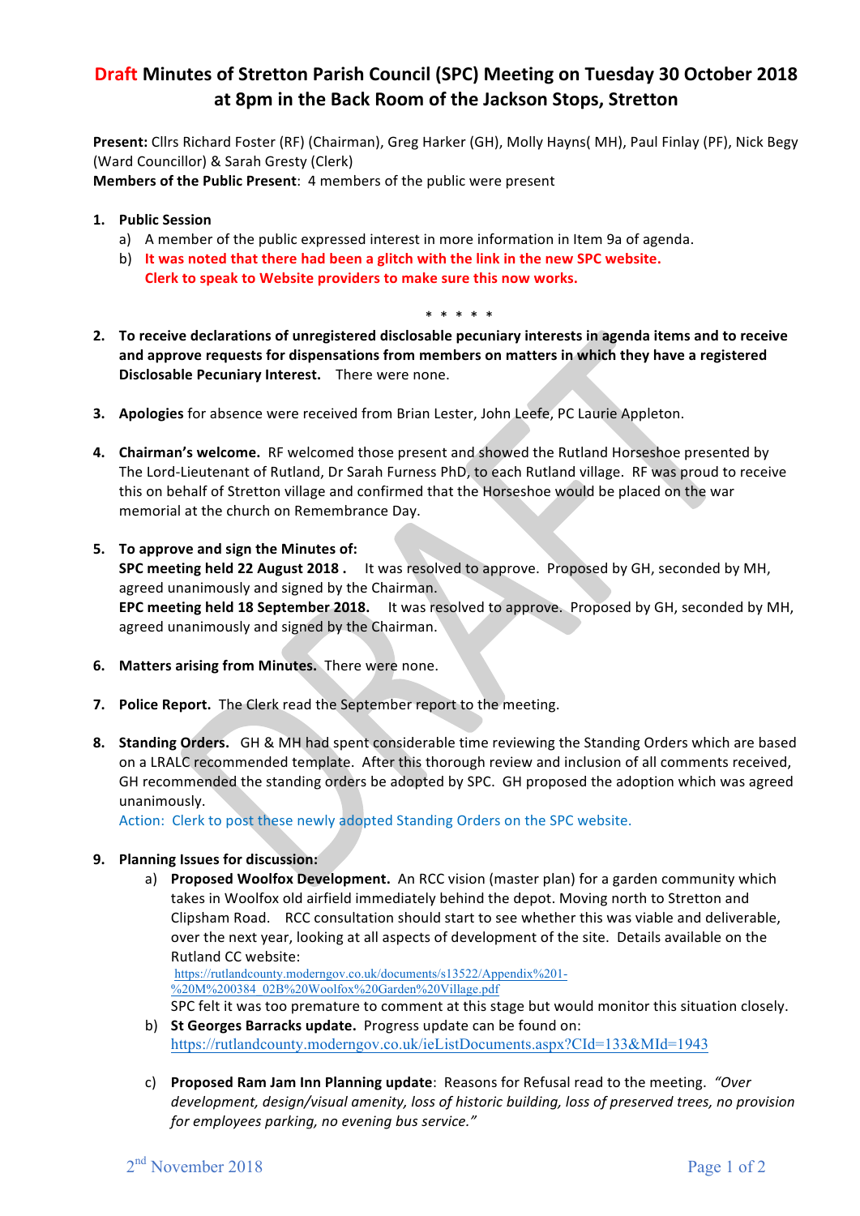# Draft Minutes of Stretton Parish Council (SPC) Meeting on Tuesday 30 October 2018 at 8pm in the Back Room of the Jackson Stops, Stretton

**Present:** Cllrs Richard Foster (RF) (Chairman), Greg Harker (GH), Molly Hayns( MH), Paul Finlay (PF), Nick Begy (Ward Councillor) & Sarah Gresty (Clerk)

**Members of the Public Present**: 4 members of the public were present

1. **Public Session**
   a) A member of the public expressed interest in more information in Item 9a of agenda.
   b) **It was noted that there had been a glitch with the link in the new SPC website. Clerk to speak to Website providers to make sure this now works.**

\* \* \* \* \*

2. **To receive declarations of unregistered disclosable pecuniary interests in agenda items and to receive and approve requests for dispensations from members on matters in which they have a registered Disclosable Pecuniary Interest.** There were none.

3. **Apologies** for absence were received from Brian Lester, John Leefe, PC Laurie Appleton.

4. **Chairman's welcome.** RF welcomed those present and showed the Rutland Horseshoe presented by The Lord-Lieutenant of Rutland, Dr Sarah Furness PhD, to each Rutland village. RF was proud to receive this on behalf of Stretton village and confirmed that the Horseshoe would be placed on the war memorial at the church on Remembrance Day.

5. **To approve and sign the Minutes of:**
   **SPC meeting held 22 August 2018 .** It was resolved to approve. Proposed by GH, seconded by MH, agreed unanimously and signed by the Chairman.
   **EPC meeting held 18 September 2018.** It was resolved to approve. Proposed by GH, seconded by MH, agreed unanimously and signed by the Chairman.

6. **Matters arising from Minutes.** There were none.

7. **Police Report.** The Clerk read the September report to the meeting.

8. **Standing Orders.** GH & MH had spent considerable time reviewing the Standing Orders which are based on a LRALC recommended template. After this thorough review and inclusion of all comments received, GH recommended the standing orders be adopted by SPC. GH proposed the adoption which was agreed unanimously.
   Action: Clerk to post these newly adopted Standing Orders on the SPC website.

9. **Planning Issues for discussion:**
   a) **Proposed Woolfox Development.** An RCC vision (master plan) for a garden community which takes in Woolfox old airfield immediately behind the depot. Moving north to Stretton and Clipsham Road. RCC consultation should start to see whether this was viable and deliverable, over the next year, looking at all aspects of development of the site. Details available on the Rutland CC website:
   https://rutlandcounty.moderngov.co.uk/documents/s13522/Appendix%201-%20M%200384_02B%20Woolfox%20Garden%20Village.pdf
   SPC felt it was too premature to comment at this stage but would monitor this situation closely.
   b) **St Georges Barracks update.** Progress update can be found on: https://rutlandcounty.moderngov.co.uk/ieListDocuments.aspx?CId=133&MId=1943
   c) **Proposed Ram Jam Inn Planning update**: Reasons for Refusal read to the meeting. *"Over development, design/visual amenity, loss of historic building, loss of preserved trees, no provision for employees parking, no evening bus service."*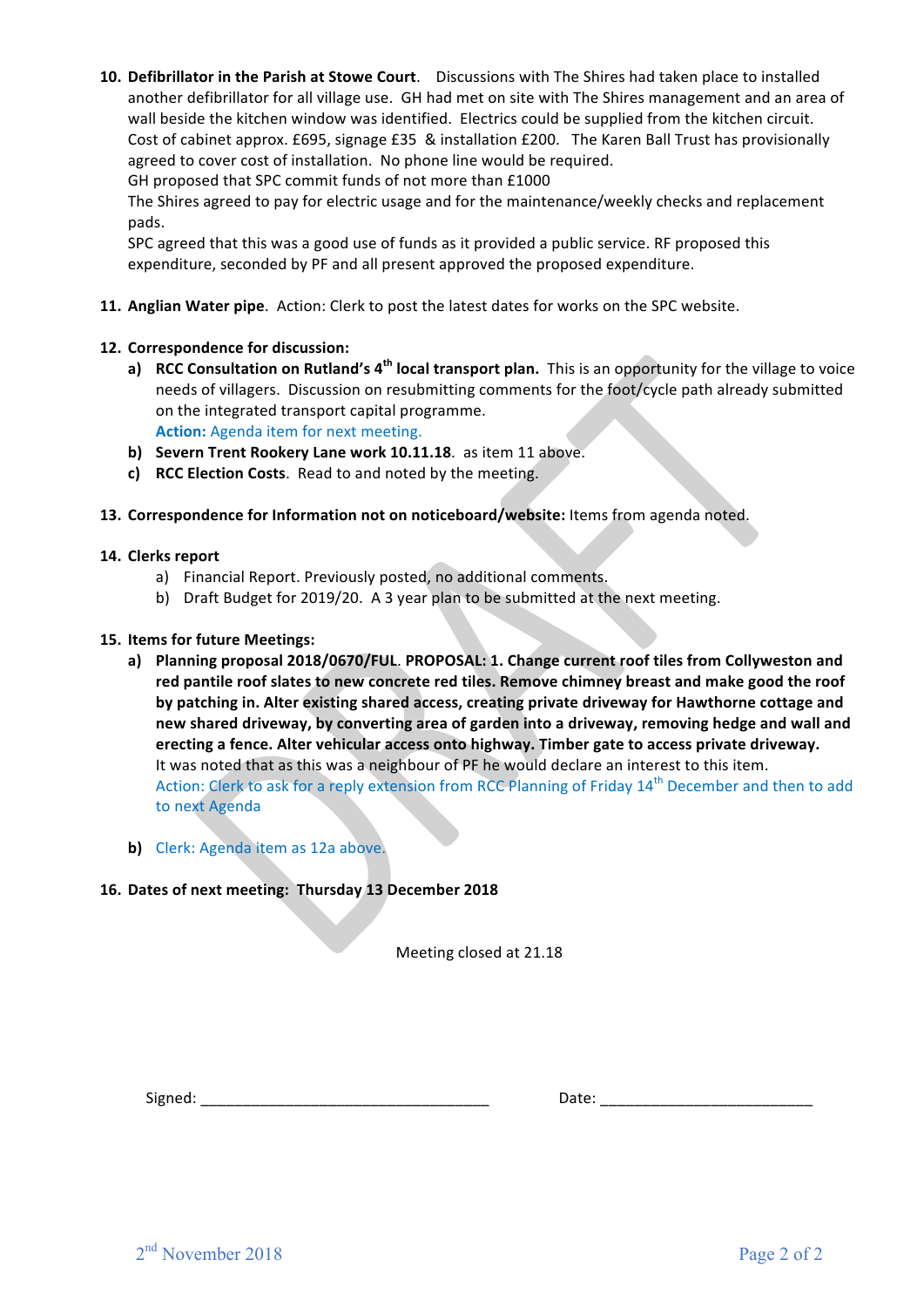10. **Defibrillator in the Parish at Stowe Court**. Discussions with The Shires had taken place to installed another defibrillator for all village use. GH had met on site with The Shires management and an area of wall beside the kitchen window was identified. Electrics could be supplied from the kitchen circuit. Cost of cabinet approx. £695, signage £35 & installation £200. The Karen Ball Trust has provisionally agreed to cover cost of installation. No phone line would be required.
GH proposed that SPC commit funds of not more than £1000
The Shires agreed to pay for electric usage and for the maintenance/weekly checks and replacement pads.
SPC agreed that this was a good use of funds as it provided a public service. RF proposed this expenditure, seconded by PF and all present approved the proposed expenditure.

11. **Anglian Water pipe**. Action: Clerk to post the latest dates for works on the SPC website.

12. **Correspondence for discussion:**
    a) **RCC Consultation on Rutland's 4th local transport plan.** This is an opportunity for the village to voice needs of villagers. Discussion on resubmitting comments for the foot/cycle path already submitted on the integrated transport capital programme.
    **Action:** Agenda item for next meeting.
    b) **Severn Trent Rookery Lane work 10.11.18**. as item 11 above.
    c) **RCC Election Costs**. Read to and noted by the meeting.

13. **Correspondence for Information not on noticeboard/website:** Items from agenda noted.

14. **Clerks report**
    a) Financial Report. Previously posted, no additional comments.
    b) Draft Budget for 2019/20. A 3 year plan to be submitted at the next meeting.

15. **Items for future Meetings:**
    a) **Planning proposal 2018/0670/FUL**. **PROPOSAL: 1. Change current roof tiles from Collyweston and red pantile roof slates to new concrete red tiles. Remove chimney breast and make good the roof by patching in. Alter existing shared access, creating private driveway for Hawthorne cottage and new shared driveway, by converting area of garden into a driveway, removing hedge and wall and erecting a fence. Alter vehicular access onto highway. Timber gate to access private driveway.**
    It was noted that as this was a neighbour of PF he would declare an interest to this item.
    Action: Clerk to ask for a reply extension from RCC Planning of Friday 14th December and then to add to next Agenda
    b) Clerk: Agenda item as 12a above.

16. **Dates of next meeting: Thursday 13 December 2018**

Meeting closed at 21.18

Signed: ___________________________________ Date: _________________________

2nd November 2018